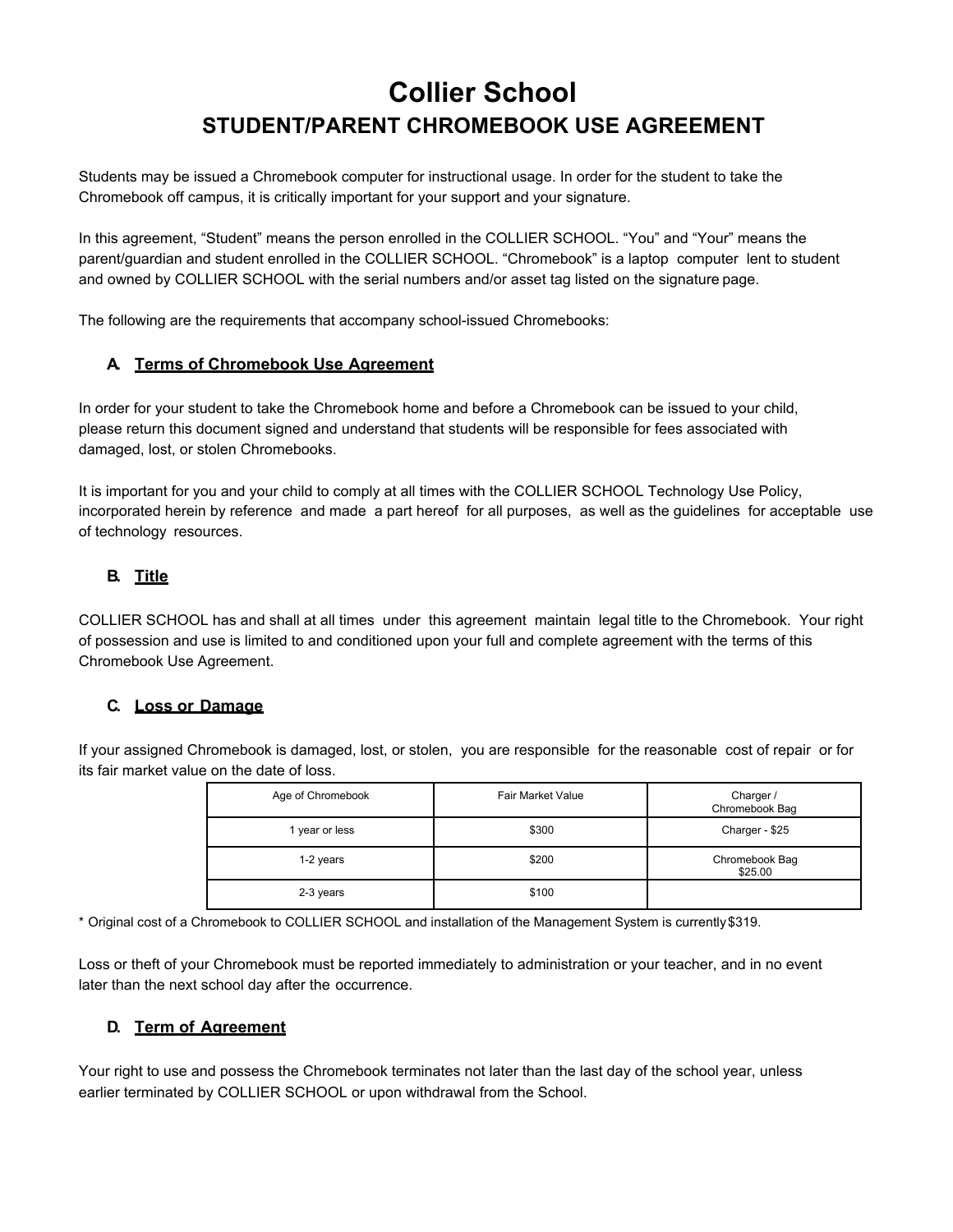# Collier School

## STUDENT/PARENT CHROMEBOOK USE AGREEMENT

Students may be issued a Chromebook computer for instructional usage. In order for the student to take the Chromebook off campus, it is critically important for your support and your signature.

In this agreement, "Student" means the person enrolled in the COLLIER SCHOOL. "You" and "Your" means the parent/guardian and student enrolled in the COLLIER SCHOOL. "Chromebook" is a laptop computer lent to student and owned by COLLIER SCHOOL with the serial numbers and/or asset tag listed on the signature page.

The following are the requirements that accompany school-issued Chromebooks:

### A. Terms of Chromebook Use Agreement

In order for your student to take the Chromebook home and before a Chromebook can be issued to your child, please return this document signed and understand that students will be responsible for fees associated with damaged, lost, or stolen Chromebooks.

It is important for you and your child to comply at all times with the COLLIER SCHOOL Technology Use Policy, incorporated herein by reference and made a part hereof for all purposes, as well as the guidelines for acceptable use of technology resources.

### B. Title

COLLIER SCHOOL has and shall at all times under this agreement maintain legal title to the Chromebook. Your right of possession and use is limited to and conditioned upon your full and complete agreement with the terms of this Chromebook Use Agreement.

### C. Loss or Damage

If your assigned Chromebook is damaged, lost, or stolen, you are responsible for the reasonable cost of repair or for its fair market value on the date of loss.

| Age of Chromebook | Fair Market Value | Charger / Chromebook Bag |
|---|---|---|
| 1 year or less | $300 | Charger - $25 |
| 1-2 years | $200 | Chromebook Bag $25.00 |
| 2-3 years | $100 | |

* Original cost of a Chromebook to COLLIER SCHOOL and installation of the Management System is currently $319.

Loss or theft of your Chromebook must be reported immediately to administration or your teacher, and in no event later than the next school day after the occurrence.

### D. Term of Agreement

Your right to use and possess the Chromebook terminates not later than the last day of the school year, unless earlier terminated by COLLIER SCHOOL or upon withdrawal from the School.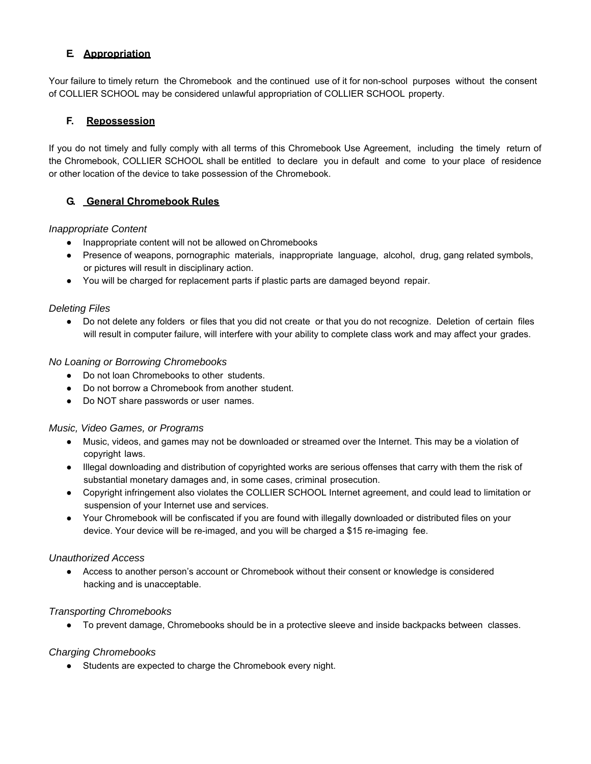### E. **Appropriation**

Your failure to timely return the Chromebook and the continued use of it for non-school purposes without the consent of COLLIER SCHOOL may be considered unlawful appropriation of COLLIER SCHOOL property.

### F. **Repossession**

If you do not timely and fully comply with all terms of this Chromebook Use Agreement, including the timely return of the Chromebook, COLLIER SCHOOL shall be entitled to declare you in default and come to your place of residence or other location of the device to take possession of the Chromebook.

### G. **General Chromebook Rules**

*Inappropriate Content*

- Inappropriate content will not be allowed on Chromebooks
- Presence of weapons, pornographic materials, inappropriate language, alcohol, drug, gang related symbols, or pictures will result in disciplinary action.
- You will be charged for replacement parts if plastic parts are damaged beyond repair.

*Deleting Files*

- Do not delete any folders or files that you did not create or that you do not recognize. Deletion of certain files will result in computer failure, will interfere with your ability to complete class work and may affect your grades.

*No Loaning or Borrowing Chromebooks*

- Do not loan Chromebooks to other students.
- Do not borrow a Chromebook from another student.
- Do NOT share passwords or user names.

*Music, Video Games, or Programs*

- Music, videos, and games may not be downloaded or streamed over the Internet. This may be a violation of copyright laws.
- Illegal downloading and distribution of copyrighted works are serious offenses that carry with them the risk of substantial monetary damages and, in some cases, criminal prosecution.
- Copyright infringement also violates the COLLIER SCHOOL Internet agreement, and could lead to limitation or suspension of your Internet use and services.
- Your Chromebook will be confiscated if you are found with illegally downloaded or distributed files on your device. Your device will be re-imaged, and you will be charged a $15 re-imaging fee.

*Unauthorized Access*

- Access to another person's account or Chromebook without their consent or knowledge is considered hacking and is unacceptable.

*Transporting Chromebooks*

- To prevent damage, Chromebooks should be in a protective sleeve and inside backpacks between classes.

*Charging Chromebooks*

- Students are expected to charge the Chromebook every night.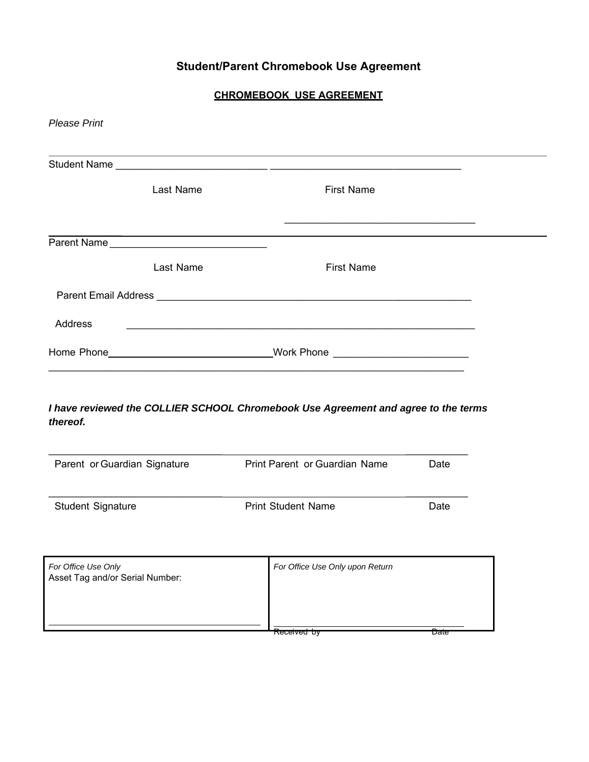# Student/Parent Chromebook Use Agreement

## CHROMEBOOK USE AGREEMENT

*Please Print*

Student Name __________________________ ________________________________

Last Name First Name

Parent Name ___________________________ ________________________________

Last Name First Name

Parent Email Address ________________________________________________________

Address ____________________________________________________________

Home Phone_____________________________Work Phone _______________________

***I have reviewed the COLLIER SCHOOL Chromebook Use Agreement and agree to the terms thereof.***

______________________________ ______________________________ __________

Parent or Guardian Signature Print Parent or Guardian Name Date

______________________________ ______________________________ __________

Student Signature Print Student Name Date

| *For Office Use Only*<br>Asset Tag and/or Serial Number:<br><br>________________________________ | *For Office Use Only upon Return*<br><br>________________________________<br>Received by Date |
|---|---|